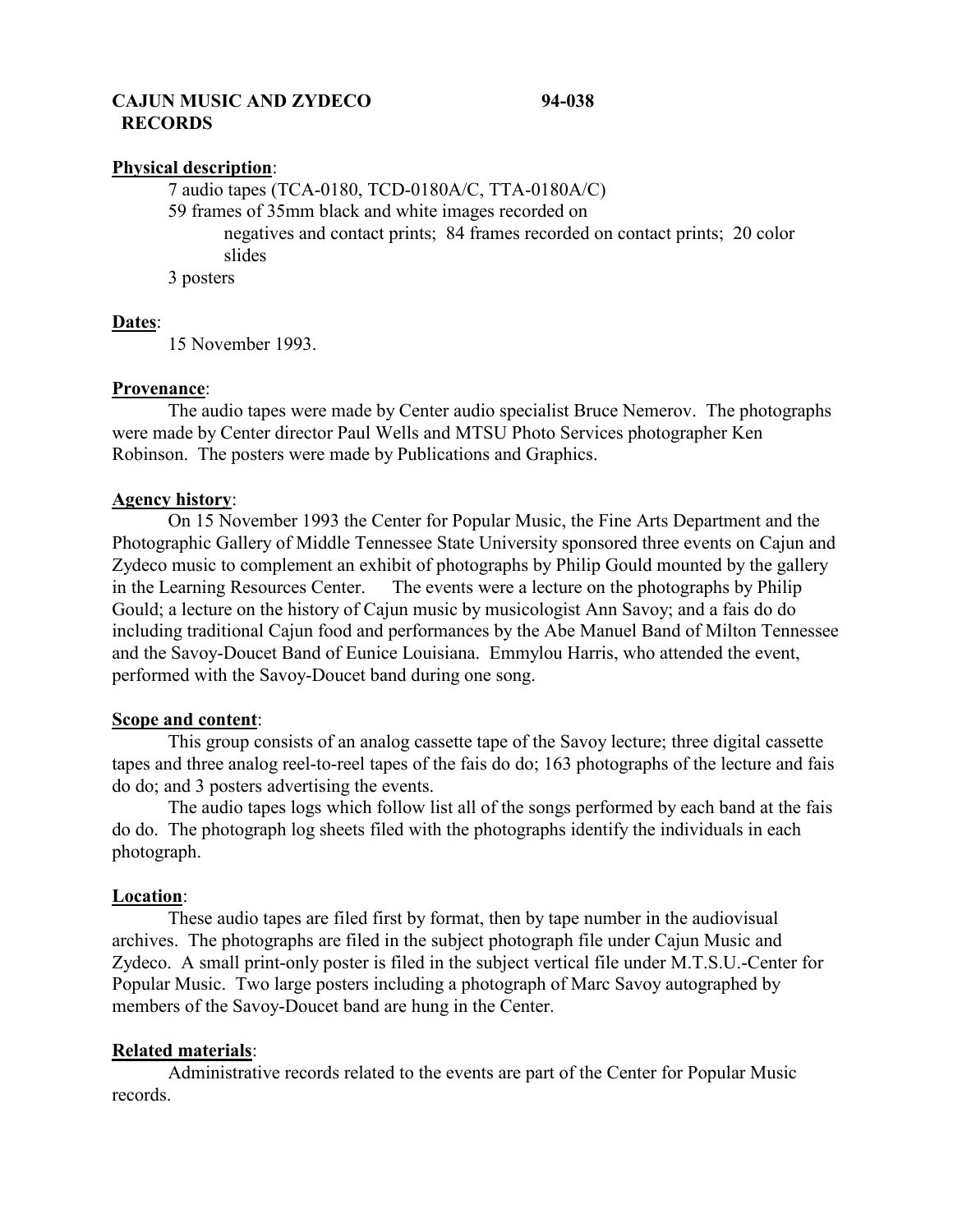# CAJUN MUSIC AND ZYDECO RECORDS — 94-038

**Physical description**:

7 audio tapes (TCA-0180, TCD-0180A/C, TTA-0180A/C)

59 frames of 35mm black and white images recorded on negatives and contact prints; 84 frames recorded on contact prints; 20 color slides

3 posters

**Dates**:

15 November 1993.

**Provenance**:

The audio tapes were made by Center audio specialist Bruce Nemerov. The photographs were made by Center director Paul Wells and MTSU Photo Services photographer Ken Robinson. The posters were made by Publications and Graphics.

**Agency history**:

On 15 November 1993 the Center for Popular Music, the Fine Arts Department and the Photographic Gallery of Middle Tennessee State University sponsored three events on Cajun and Zydeco music to complement an exhibit of photographs by Philip Gould mounted by the gallery in the Learning Resources Center. The events were a lecture on the photographs by Philip Gould; a lecture on the history of Cajun music by musicologist Ann Savoy; and a fais do do including traditional Cajun food and performances by the Abe Manuel Band of Milton Tennessee and the Savoy-Doucet Band of Eunice Louisiana. Emmylou Harris, who attended the event, performed with the Savoy-Doucet band during one song.

**Scope and content**:

This group consists of an analog cassette tape of the Savoy lecture; three digital cassette tapes and three analog reel-to-reel tapes of the fais do do; 163 photographs of the lecture and fais do do; and 3 posters advertising the events.

The audio tapes logs which follow list all of the songs performed by each band at the fais do do. The photograph log sheets filed with the photographs identify the individuals in each photograph.

**Location**:

These audio tapes are filed first by format, then by tape number in the audiovisual archives. The photographs are filed in the subject photograph file under Cajun Music and Zydeco. A small print-only poster is filed in the subject vertical file under M.T.S.U.-Center for Popular Music. Two large posters including a photograph of Marc Savoy autographed by members of the Savoy-Doucet band are hung in the Center.

**Related materials**:

Administrative records related to the events are part of the Center for Popular Music records.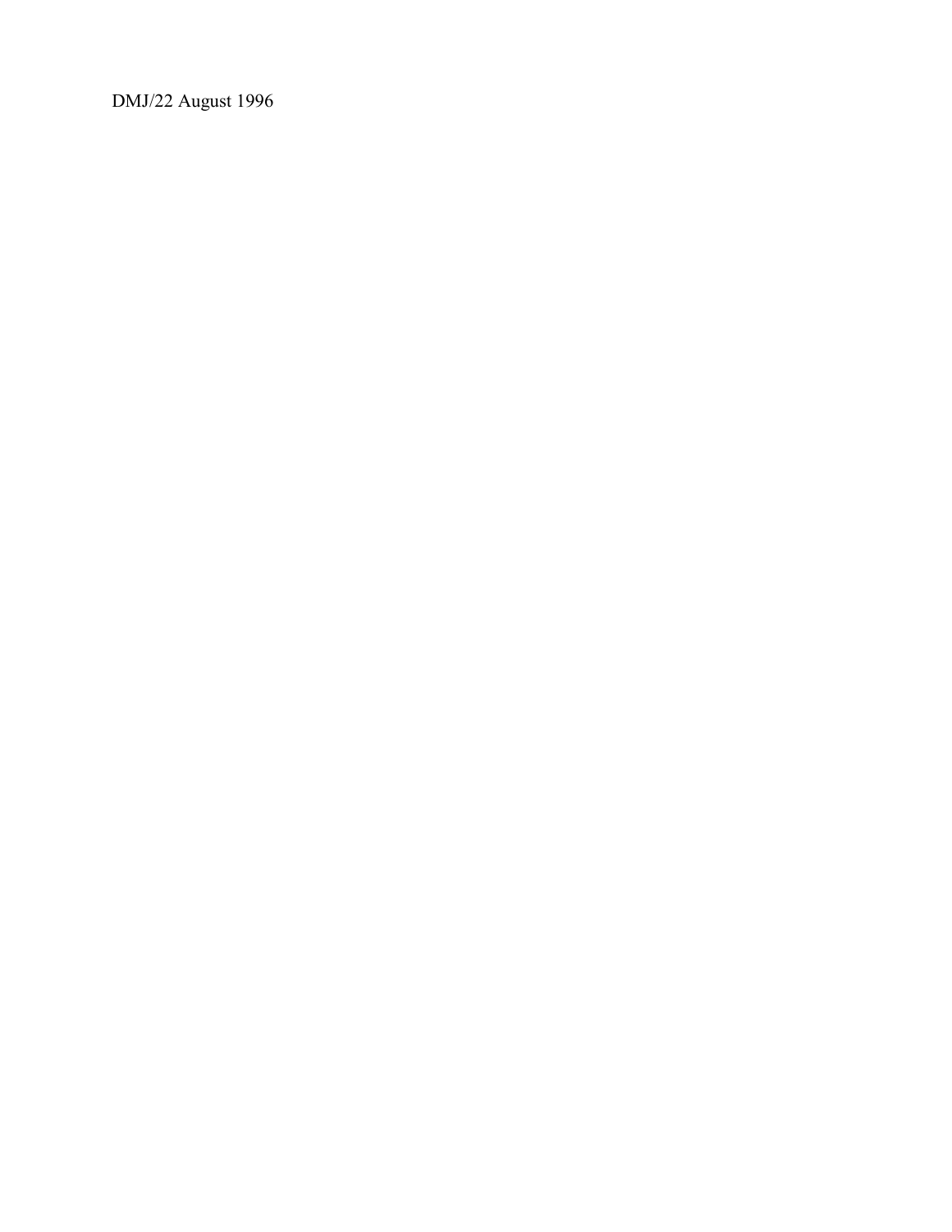DMJ/22 August 1996